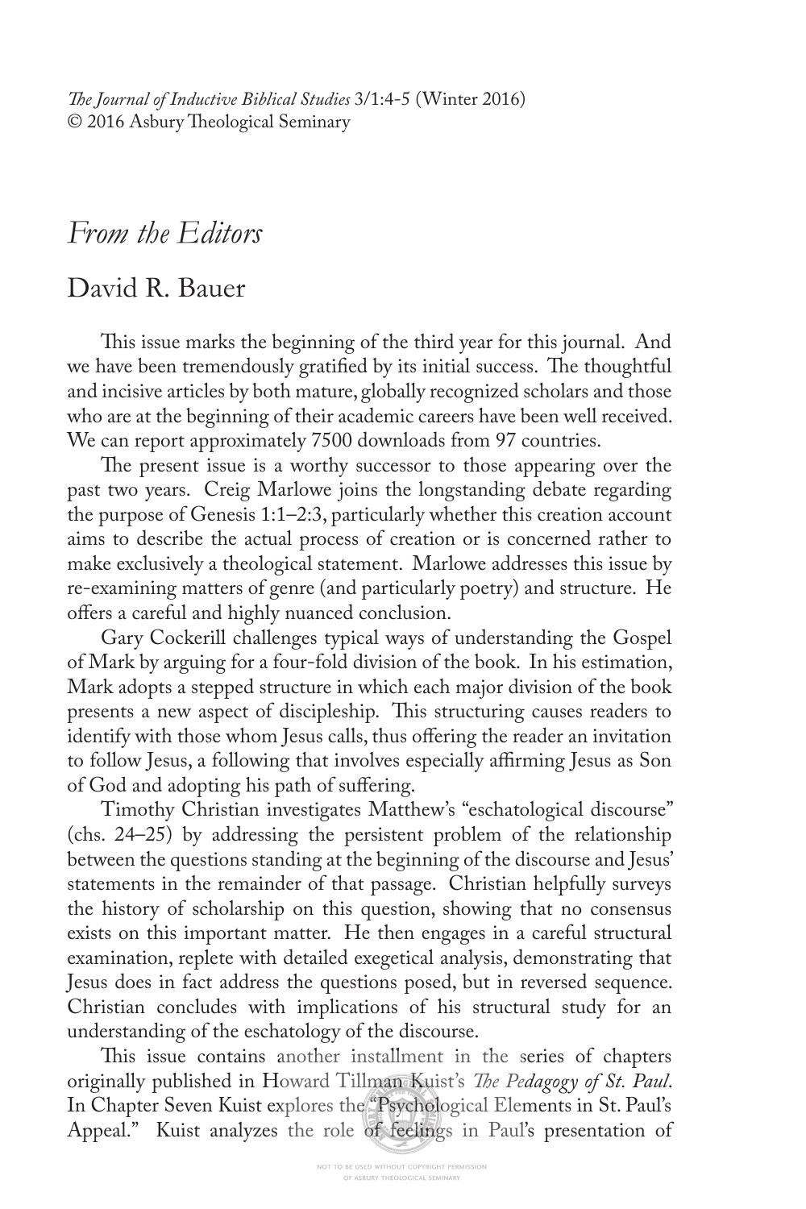# *From the Editors*

## David R. Bauer

This issue marks the beginning of the third year for this journal. And we have been tremendously gratified by its initial success. The thoughtful and incisive articles by both mature, globally recognized scholars and those who are at the beginning of their academic careers have been well received. We can report approximately 7500 downloads from 97 countries.

The present issue is a worthy successor to those appearing over the past two years. Creig Marlowe joins the longstanding debate regarding the purpose of Genesis 1:1–2:3, particularly whether this creation account aims to describe the actual process of creation or is concerned rather to make exclusively a theological statement. Marlowe addresses this issue by re-examining matters of genre (and particularly poetry) and structure. He offers a careful and highly nuanced conclusion.

Gary Cockerill challenges typical ways of understanding the Gospel of Mark by arguing for a four-fold division of the book. In his estimation, Mark adopts a stepped structure in which each major division of the book presents a new aspect of discipleship. This structuring causes readers to identify with those whom Jesus calls, thus offering the reader an invitation to follow Jesus, a following that involves especially affirming Jesus as Son of God and adopting his path of suffering.

Timothy Christian investigates Matthew's "eschatological discourse" (chs. 24–25) by addressing the persistent problem of the relationship between the questions standing at the beginning of the discourse and Jesus' statements in the remainder of that passage. Christian helpfully surveys the history of scholarship on this question, showing that no consensus exists on this important matter. He then engages in a careful structural examination, replete with detailed exegetical analysis, demonstrating that Jesus does in fact address the questions posed, but in reversed sequence. Christian concludes with implications of his structural study for an understanding of the eschatology of the discourse.

This issue contains another installment in the series of chapters originally published in Howard Tillman Kuist's *The Pedagogy of St. Paul*. In Chapter Seven Kuist explores the "Psychological Elements in St. Paul's Appeal." Kuist analyzes the role of feelings in Paul's presentation of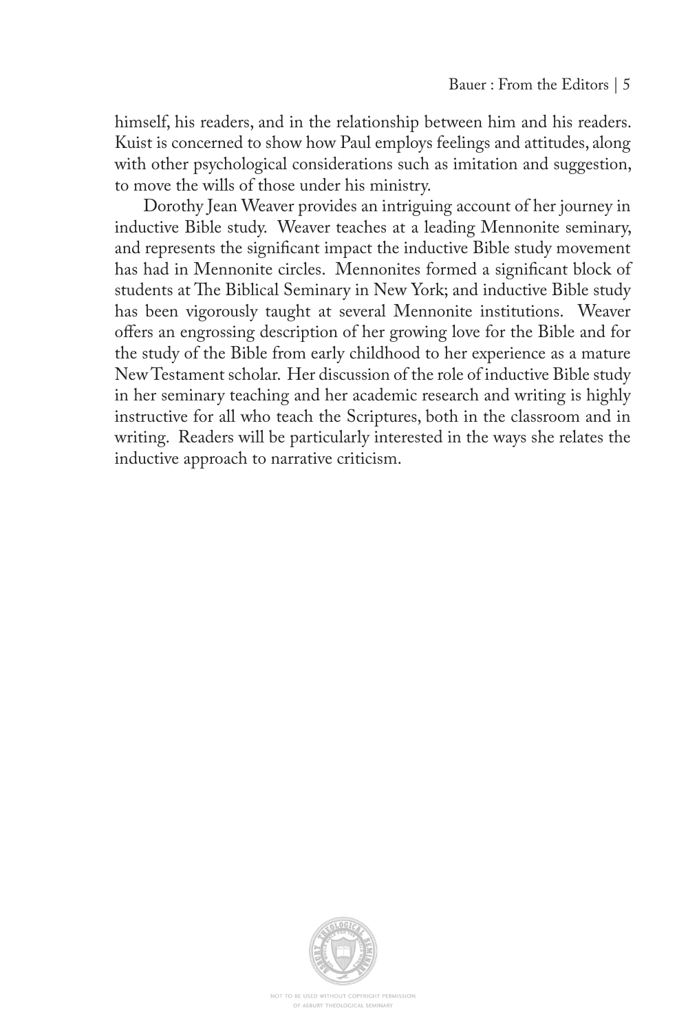himself, his readers, and in the relationship between him and his readers. Kuist is concerned to show how Paul employs feelings and attitudes, along with other psychological considerations such as imitation and suggestion, to move the wills of those under his ministry.

Dorothy Jean Weaver provides an intriguing account of her journey in inductive Bible study. Weaver teaches at a leading Mennonite seminary, and represents the significant impact the inductive Bible study movement has had in Mennonite circles. Mennonites formed a significant block of students at The Biblical Seminary in New York; and inductive Bible study has been vigorously taught at several Mennonite institutions. Weaver offers an engrossing description of her growing love for the Bible and for the study of the Bible from early childhood to her experience as a mature New Testament scholar. Her discussion of the role of inductive Bible study in her seminary teaching and her academic research and writing is highly instructive for all who teach the Scriptures, both in the classroom and in writing. Readers will be particularly interested in the ways she relates the inductive approach to narrative criticism.